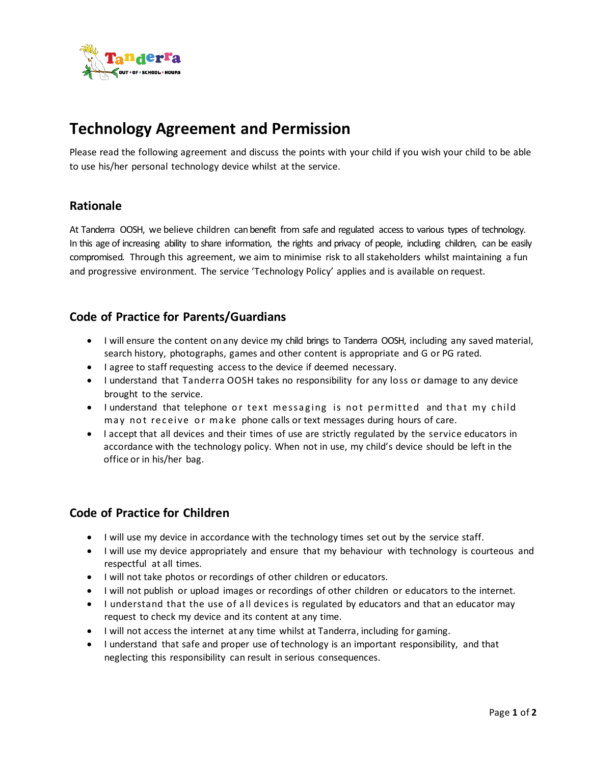# Technology Agreement and Permission

Please read the following agreement and discuss the points with your child if you wish your child to be able to use his/her personal technology device whilst at the service.

## Rationale

At Tanderra OOSH, we believe children can benefit from safe and regulated access to various types of technology. In this age of increasing ability to share information, the rights and privacy of people, including children, can be easily compromised. Through this agreement, we aim to minimise risk to all stakeholders whilst maintaining a fun and progressive environment. The service 'Technology Policy' applies and is available on request.

## Code of Practice for Parents/Guardians

- I will ensure the content on any device my child brings to Tanderra OOSH, including any saved material, search history, photographs, games and other content is appropriate and G or PG rated.
- I agree to staff requesting access to the device if deemed necessary.
- I understand that Tanderra OOSH takes no responsibility for any loss or damage to any device brought to the service.
- I understand that telephone or text messaging is not permitted and that my child may not receive or make phone calls or text messages during hours of care.
- I accept that all devices and their times of use are strictly regulated by the service educators in accordance with the technology policy. When not in use, my child's device should be left in the office or in his/her bag.

## Code of Practice for Children

- I will use my device in accordance with the technology times set out by the service staff.
- I will use my device appropriately and ensure that my behaviour with technology is courteous and respectful at all times.
- I will not take photos or recordings of other children or educators.
- I will not publish or upload images or recordings of other children or educators to the internet.
- I understand that the use of all devices is regulated by educators and that an educator may request to check my device and its content at any time.
- I will not access the internet at any time whilst at Tanderra, including for gaming.
- I understand that safe and proper use of technology is an important responsibility, and that neglecting this responsibility can result in serious consequences.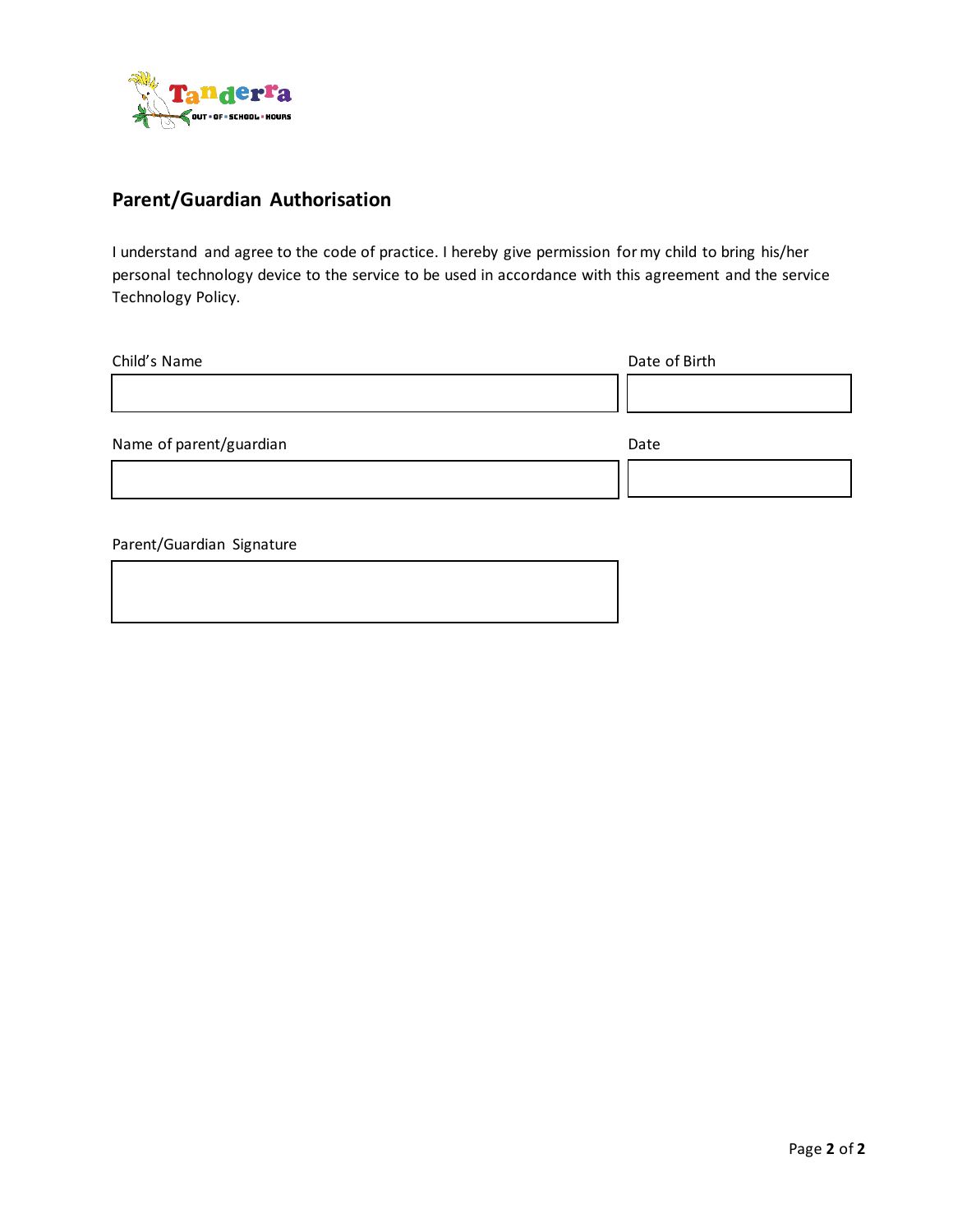Tanderra
OUT OF SCHOOL HOURS

## Parent/Guardian Authorisation

I understand and agree to the code of practice. I hereby give permission for my child to bring his/her personal technology device to the service to be used in accordance with this agreement and the service Technology Policy.

| Child's Name | Date of Birth |
|---|---|
| | |

| Name of parent/guardian | Date |
|---|---|
| | |

| Parent/Guardian Signature |
|---|
| |